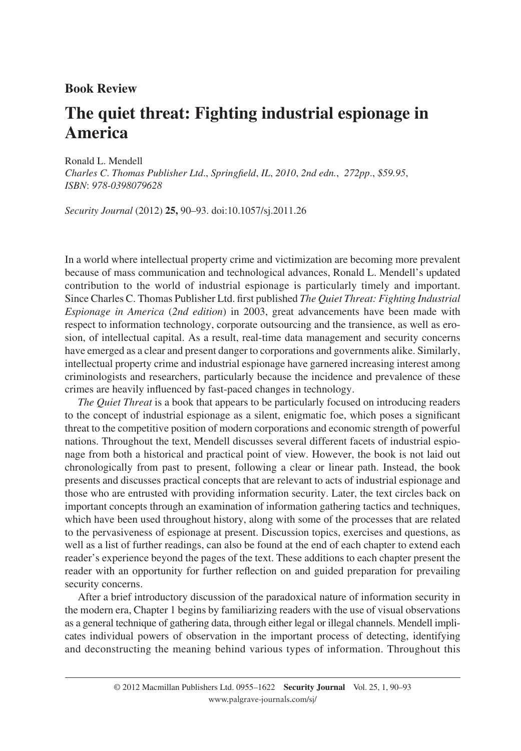**Book Review**

# The quiet threat: Fighting industrial espionage in America

Ronald L. Mendell

*Charles C. Thomas Publisher Ltd., Springfield, IL, 2010, 2nd edn., 272pp., $59.95, ISBN: 978-0398079628*

*Security Journal* (2012) **25,** 90–93. doi:10.1057/sj.2011.26

In a world where intellectual property crime and victimization are becoming more prevalent because of mass communication and technological advances, Ronald L. Mendell's updated contribution to the world of industrial espionage is particularly timely and important. Since Charles C. Thomas Publisher Ltd. first published *The Quiet Threat: Fighting Industrial Espionage in America* (*2nd edition*) in 2003, great advancements have been made with respect to information technology, corporate outsourcing and the transience, as well as erosion, of intellectual capital. As a result, real-time data management and security concerns have emerged as a clear and present danger to corporations and governments alike. Similarly, intellectual property crime and industrial espionage have garnered increasing interest among criminologists and researchers, particularly because the incidence and prevalence of these crimes are heavily influenced by fast-paced changes in technology.

*The Quiet Threat* is a book that appears to be particularly focused on introducing readers to the concept of industrial espionage as a silent, enigmatic foe, which poses a significant threat to the competitive position of modern corporations and economic strength of powerful nations. Throughout the text, Mendell discusses several different facets of industrial espionage from both a historical and practical point of view. However, the book is not laid out chronologically from past to present, following a clear or linear path. Instead, the book presents and discusses practical concepts that are relevant to acts of industrial espionage and those who are entrusted with providing information security. Later, the text circles back on important concepts through an examination of information gathering tactics and techniques, which have been used throughout history, along with some of the processes that are related to the pervasiveness of espionage at present. Discussion topics, exercises and questions, as well as a list of further readings, can also be found at the end of each chapter to extend each reader's experience beyond the pages of the text. These additions to each chapter present the reader with an opportunity for further reflection on and guided preparation for prevailing security concerns.

After a brief introductory discussion of the paradoxical nature of information security in the modern era, Chapter 1 begins by familiarizing readers with the use of visual observations as a general technique of gathering data, through either legal or illegal channels. Mendell implicates individual powers of observation in the important process of detecting, identifying and deconstructing the meaning behind various types of information. Throughout this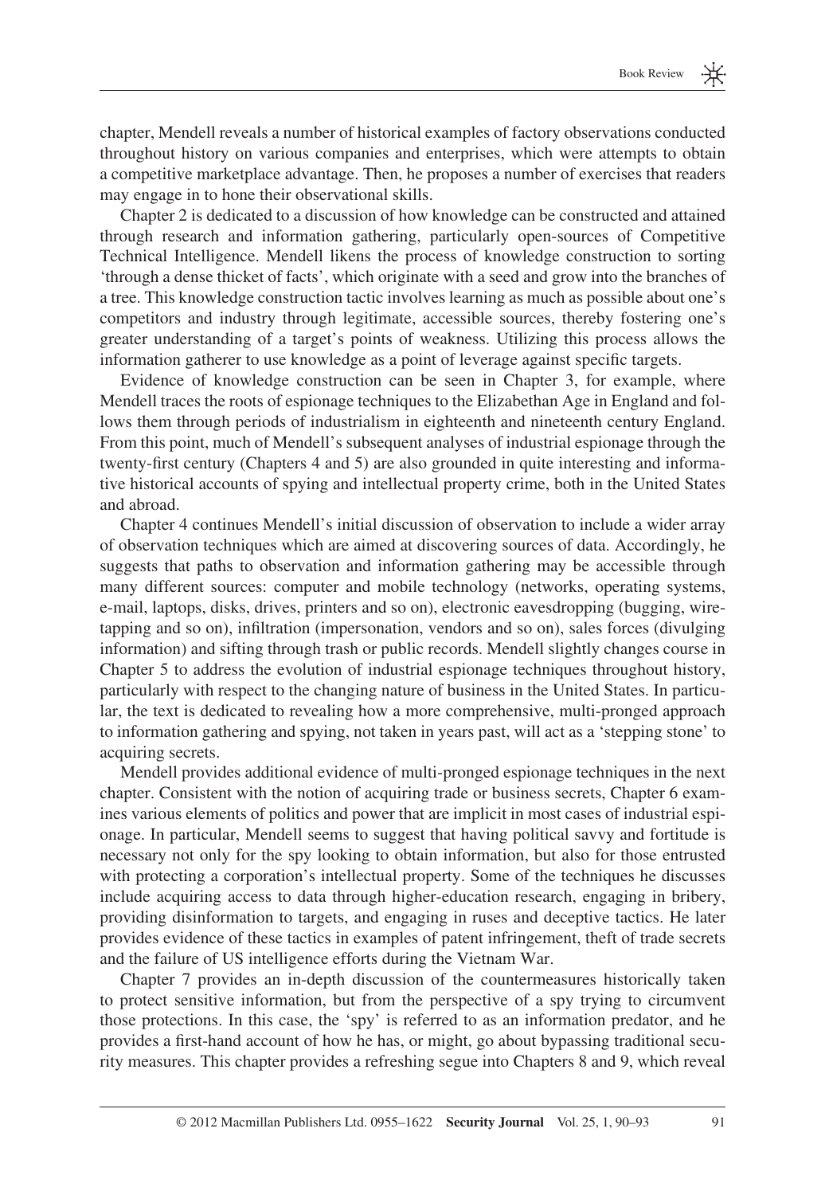chapter, Mendell reveals a number of historical examples of factory observations conducted throughout history on various companies and enterprises, which were attempts to obtain a competitive marketplace advantage. Then, he proposes a number of exercises that readers may engage in to hone their observational skills.

Chapter 2 is dedicated to a discussion of how knowledge can be constructed and attained through research and information gathering, particularly open-sources of Competitive Technical Intelligence. Mendell likens the process of knowledge construction to sorting 'through a dense thicket of facts', which originate with a seed and grow into the branches of a tree. This knowledge construction tactic involves learning as much as possible about one's competitors and industry through legitimate, accessible sources, thereby fostering one's greater understanding of a target's points of weakness. Utilizing this process allows the information gatherer to use knowledge as a point of leverage against specific targets.

Evidence of knowledge construction can be seen in Chapter 3, for example, where Mendell traces the roots of espionage techniques to the Elizabethan Age in England and follows them through periods of industrialism in eighteenth and nineteenth century England. From this point, much of Mendell's subsequent analyses of industrial espionage through the twenty-first century (Chapters 4 and 5) are also grounded in quite interesting and informative historical accounts of spying and intellectual property crime, both in the United States and abroad.

Chapter 4 continues Mendell's initial discussion of observation to include a wider array of observation techniques which are aimed at discovering sources of data. Accordingly, he suggests that paths to observation and information gathering may be accessible through many different sources: computer and mobile technology (networks, operating systems, e-mail, laptops, disks, drives, printers and so on), electronic eavesdropping (bugging, wiretapping and so on), infiltration (impersonation, vendors and so on), sales forces (divulging information) and sifting through trash or public records. Mendell slightly changes course in Chapter 5 to address the evolution of industrial espionage techniques throughout history, particularly with respect to the changing nature of business in the United States. In particular, the text is dedicated to revealing how a more comprehensive, multi-pronged approach to information gathering and spying, not taken in years past, will act as a 'stepping stone' to acquiring secrets.

Mendell provides additional evidence of multi-pronged espionage techniques in the next chapter. Consistent with the notion of acquiring trade or business secrets, Chapter 6 examines various elements of politics and power that are implicit in most cases of industrial espionage. In particular, Mendell seems to suggest that having political savvy and fortitude is necessary not only for the spy looking to obtain information, but also for those entrusted with protecting a corporation's intellectual property. Some of the techniques he discusses include acquiring access to data through higher-education research, engaging in bribery, providing disinformation to targets, and engaging in ruses and deceptive tactics. He later provides evidence of these tactics in examples of patent infringement, theft of trade secrets and the failure of US intelligence efforts during the Vietnam War.

Chapter 7 provides an in-depth discussion of the countermeasures historically taken to protect sensitive information, but from the perspective of a spy trying to circumvent those protections. In this case, the 'spy' is referred to as an information predator, and he provides a first-hand account of how he has, or might, go about bypassing traditional security measures. This chapter provides a refreshing segue into Chapters 8 and 9, which reveal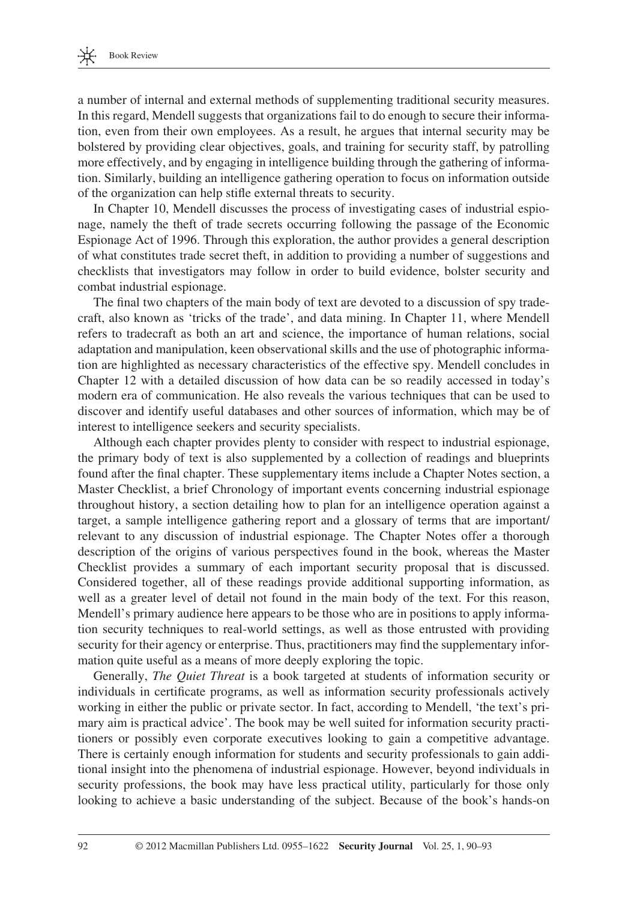a number of internal and external methods of supplementing traditional security measures. In this regard, Mendell suggests that organizations fail to do enough to secure their information, even from their own employees. As a result, he argues that internal security may be bolstered by providing clear objectives, goals, and training for security staff, by patrolling more effectively, and by engaging in intelligence building through the gathering of information. Similarly, building an intelligence gathering operation to focus on information outside of the organization can help stifle external threats to security.

In Chapter 10, Mendell discusses the process of investigating cases of industrial espionage, namely the theft of trade secrets occurring following the passage of the Economic Espionage Act of 1996. Through this exploration, the author provides a general description of what constitutes trade secret theft, in addition to providing a number of suggestions and checklists that investigators may follow in order to build evidence, bolster security and combat industrial espionage.

The final two chapters of the main body of text are devoted to a discussion of spy tradecraft, also known as 'tricks of the trade', and data mining. In Chapter 11, where Mendell refers to tradecraft as both an art and science, the importance of human relations, social adaptation and manipulation, keen observational skills and the use of photographic information are highlighted as necessary characteristics of the effective spy. Mendell concludes in Chapter 12 with a detailed discussion of how data can be so readily accessed in today's modern era of communication. He also reveals the various techniques that can be used to discover and identify useful databases and other sources of information, which may be of interest to intelligence seekers and security specialists.

Although each chapter provides plenty to consider with respect to industrial espionage, the primary body of text is also supplemented by a collection of readings and blueprints found after the final chapter. These supplementary items include a Chapter Notes section, a Master Checklist, a brief Chronology of important events concerning industrial espionage throughout history, a section detailing how to plan for an intelligence operation against a target, a sample intelligence gathering report and a glossary of terms that are important/relevant to any discussion of industrial espionage. The Chapter Notes offer a thorough description of the origins of various perspectives found in the book, whereas the Master Checklist provides a summary of each important security proposal that is discussed. Considered together, all of these readings provide additional supporting information, as well as a greater level of detail not found in the main body of the text. For this reason, Mendell's primary audience here appears to be those who are in positions to apply information security techniques to real-world settings, as well as those entrusted with providing security for their agency or enterprise. Thus, practitioners may find the supplementary information quite useful as a means of more deeply exploring the topic.

Generally, *The Quiet Threat* is a book targeted at students of information security or individuals in certificate programs, as well as information security professionals actively working in either the public or private sector. In fact, according to Mendell, 'the text's primary aim is practical advice'. The book may be well suited for information security practitioners or possibly even corporate executives looking to gain a competitive advantage. There is certainly enough information for students and security professionals to gain additional insight into the phenomena of industrial espionage. However, beyond individuals in security professions, the book may have less practical utility, particularly for those only looking to achieve a basic understanding of the subject. Because of the book's hands-on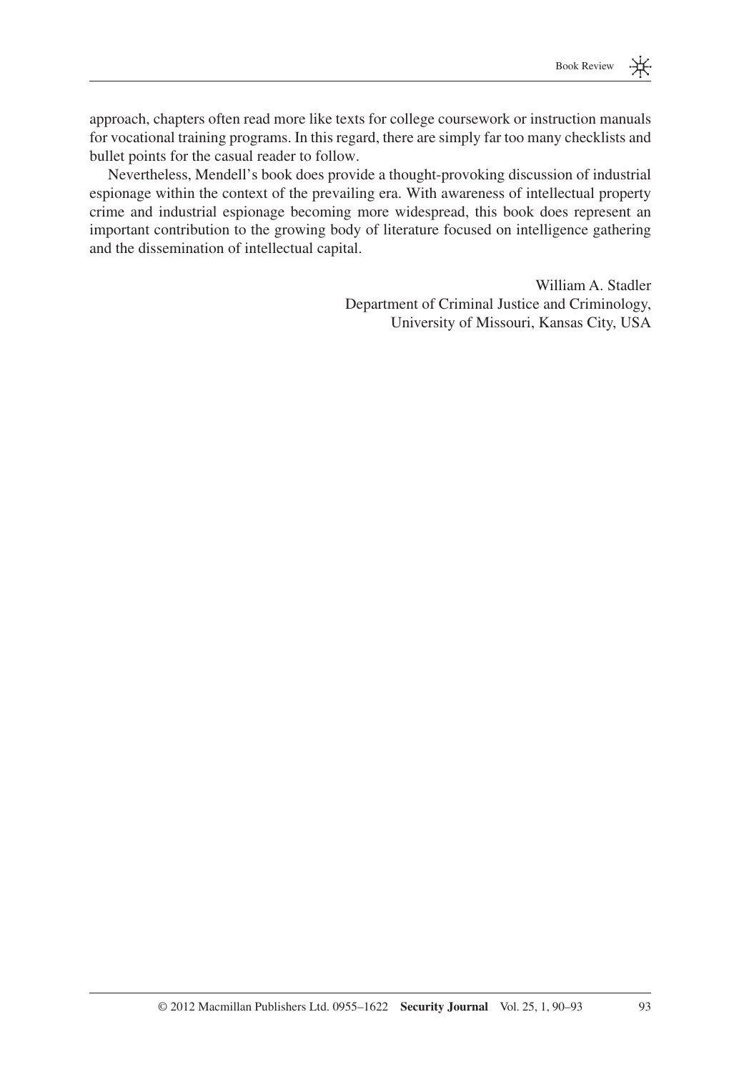approach, chapters often read more like texts for college coursework or instruction manuals for vocational training programs. In this regard, there are simply far too many checklists and bullet points for the casual reader to follow.

Nevertheless, Mendell's book does provide a thought-provoking discussion of industrial espionage within the context of the prevailing era. With awareness of intellectual property crime and industrial espionage becoming more widespread, this book does represent an important contribution to the growing body of literature focused on intelligence gathering and the dissemination of intellectual capital.

William A. Stadler
Department of Criminal Justice and Criminology,
University of Missouri, Kansas City, USA